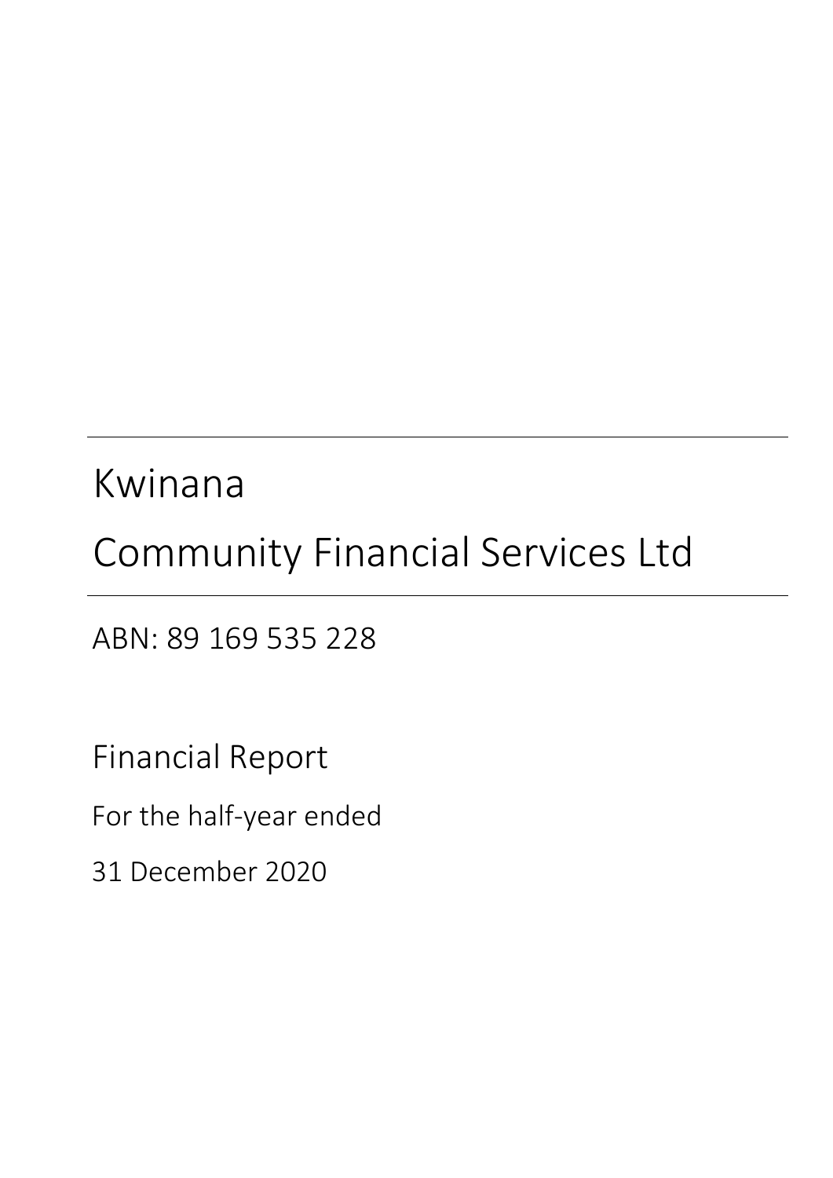# Kwinana

# Community Financial Services Ltd

ABN: 89 169 535 228

## Financial Report

For the half-year ended

31 December 2020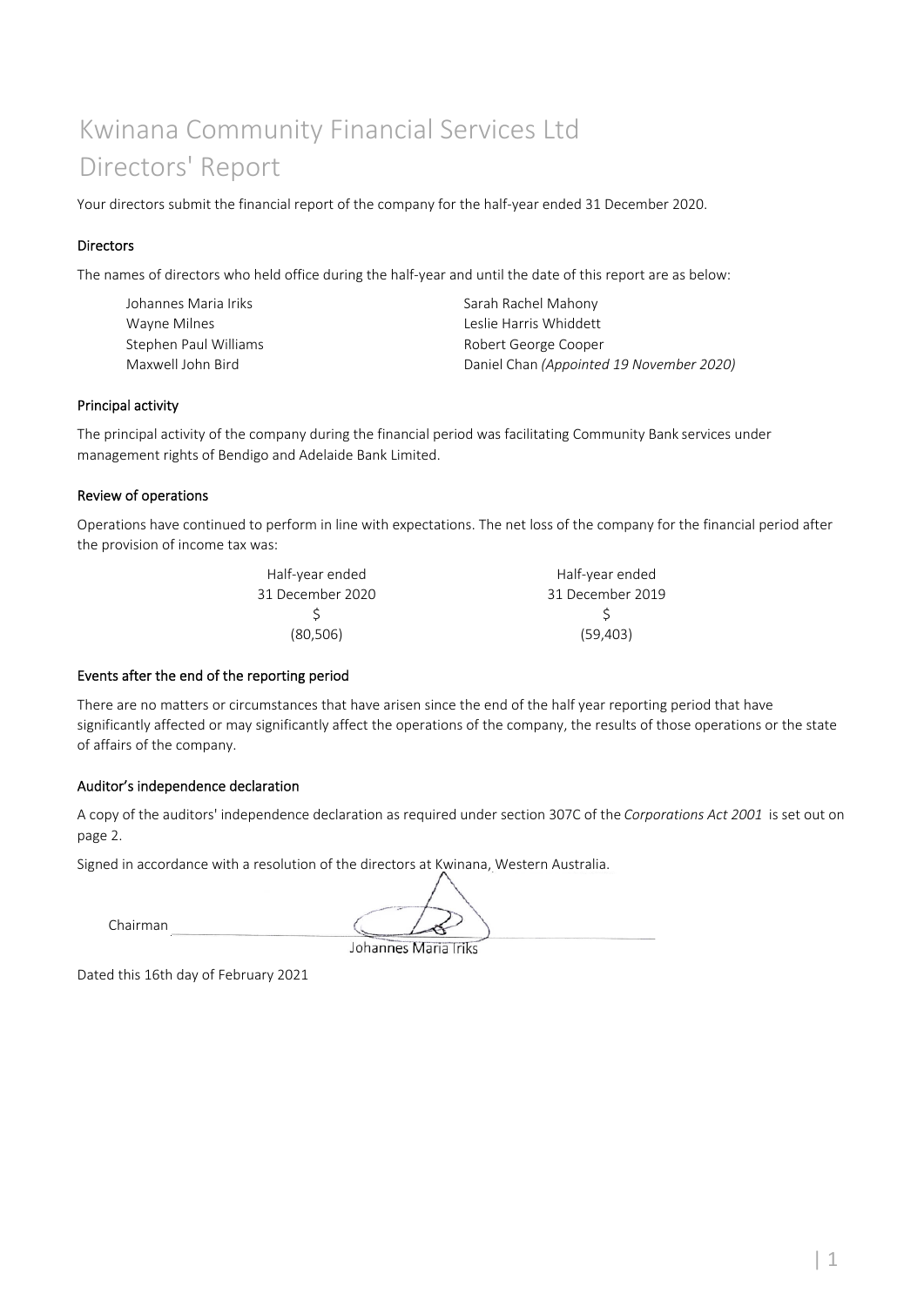# Kwinana Community Financial Services Ltd
# Directors' Report

Your directors submit the financial report of the company for the half-year ended 31 December 2020.

### Directors

The names of directors who held office during the half-year and until the date of this report are as below:

Johannes Maria Iriks
Wayne Milnes
Stephen Paul Williams
Maxwell John Bird
Sarah Rachel Mahony
Leslie Harris Whiddett
Robert George Cooper
Daniel Chan *(Appointed 19 November 2020)*

### Principal activity

The principal activity of the company during the financial period was facilitating Community Bank services under management rights of Bendigo and Adelaide Bank Limited.

### Review of operations

Operations have continued to perform in line with expectations. The net loss of the company for the financial period after the provision of income tax was:

| Half-year ended 31 December 2020 | Half-year ended 31 December 2019 |
|---|---|
| $ | $ |
| (80,506) | (59,403) |

### Events after the end of the reporting period

There are no matters or circumstances that have arisen since the end of the half year reporting period that have significantly affected or may significantly affect the operations of the company, the results of those operations or the state of affairs of the company.

### Auditor's independence declaration

A copy of the auditors' independence declaration as required under section 307C of the *Corporations Act 2001* is set out on page 2.

Signed in accordance with a resolution of the directors at Kwinana, Western Australia.

Chairman

Johannes Maria Iriks

Dated this 16th day of February 2021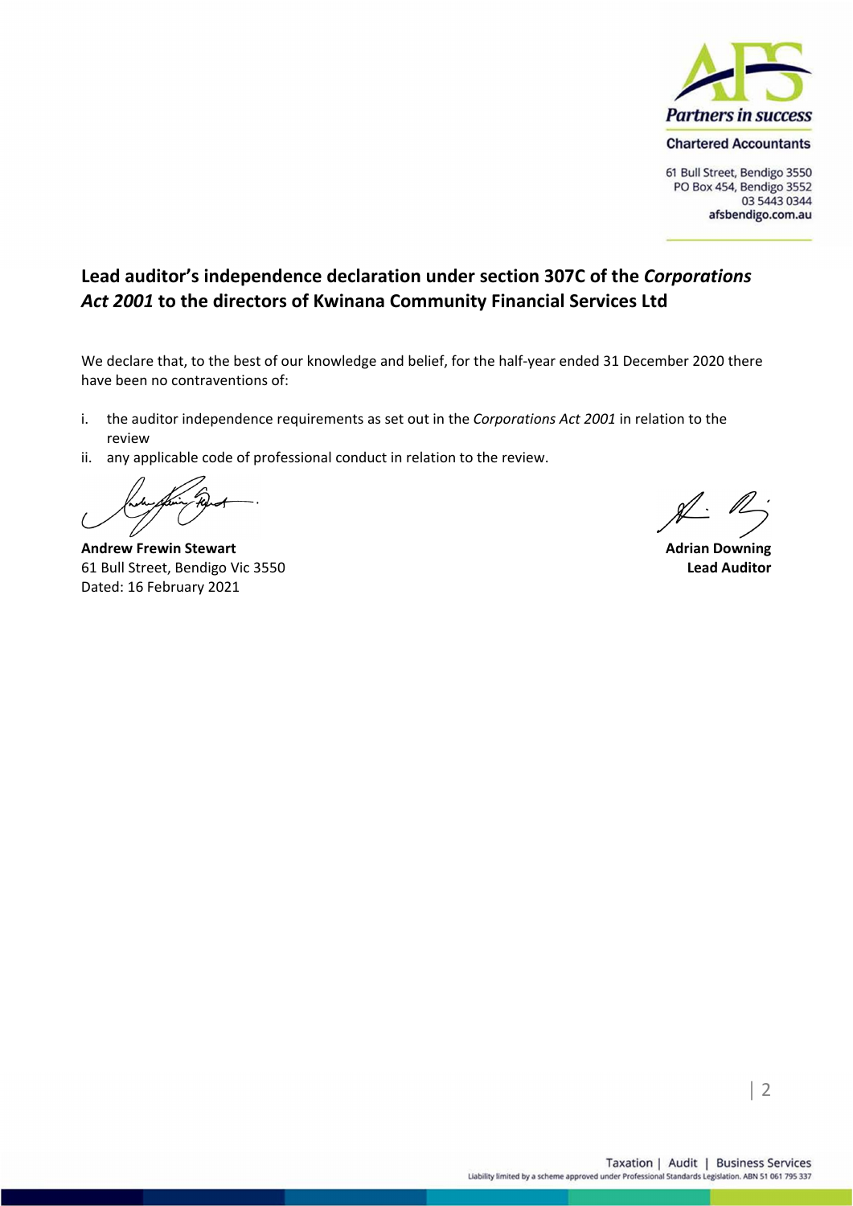AFS

*Partners in success*

Chartered Accountants

61 Bull Street, Bendigo 3550
PO Box 454, Bendigo 3552
03 5443 0344
afsbendigo.com.au

## Lead auditor's independence declaration under section 307C of the *Corporations Act 2001* to the directors of Kwinana Community Financial Services Ltd

We declare that, to the best of our knowledge and belief, for the half-year ended 31 December 2020 there have been no contraventions of:

i. the auditor independence requirements as set out in the *Corporations Act 2001* in relation to the review

ii. any applicable code of professional conduct in relation to the review.

**Andrew Frewin Stewart**
61 Bull Street, Bendigo Vic 3550
Dated: 16 February 2021

**Adrian Downing**
**Lead Auditor**

Taxation | Audit | Business Services

Liability limited by a scheme approved under Professional Standards Legislation. ABN 51 061 795 337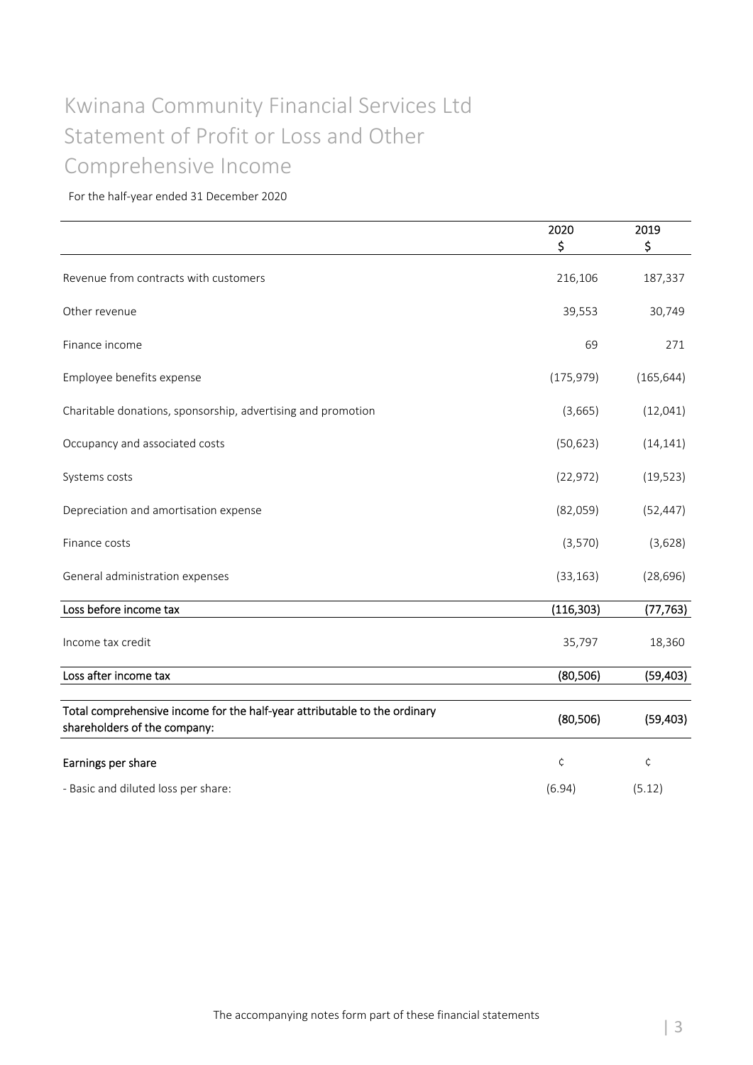# Kwinana Community Financial Services Ltd
# Statement of Profit or Loss and Other Comprehensive Income

For the half-year ended 31 December 2020

| | 2020<br>$ | 2019<br>$ |
|---|---|---|
| Revenue from contracts with customers | 216,106 | 187,337 |
| Other revenue | 39,553 | 30,749 |
| Finance income | 69 | 271 |
| Employee benefits expense | (175,979) | (165,644) |
| Charitable donations, sponsorship, advertising and promotion | (3,665) | (12,041) |
| Occupancy and associated costs | (50,623) | (14,141) |
| Systems costs | (22,972) | (19,523) |
| Depreciation and amortisation expense | (82,059) | (52,447) |
| Finance costs | (3,570) | (3,628) |
| General administration expenses | (33,163) | (28,696) |
| **Loss before income tax** | **(116,303)** | **(77,763)** |
| Income tax credit | 35,797 | 18,360 |
| **Loss after income tax** | **(80,506)** | **(59,403)** |
| **Total comprehensive income for the half-year attributable to the ordinary shareholders of the company:** | **(80,506)** | **(59,403)** |
| **Earnings per share** | ¢ | ¢ |
| - Basic and diluted loss per share: | (6.94) | (5.12) |

The accompanying notes form part of these financial statements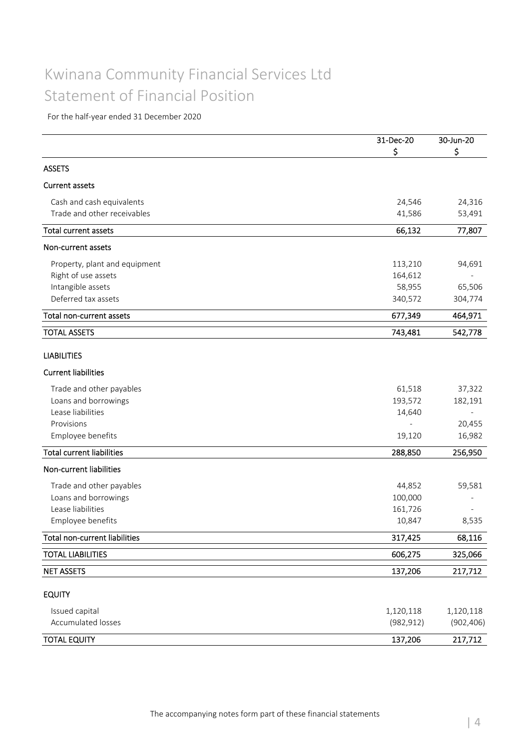# Kwinana Community Financial Services Ltd
# Statement of Financial Position

For the half-year ended 31 December 2020

| | 31-Dec-20 | 30-Jun-20 |
|---|---|---|
| | $ | $ |
| **ASSETS** | | |
| **Current assets** | | |
| Cash and cash equivalents | 24,546 | 24,316 |
| Trade and other receivables | 41,586 | 53,491 |
| **Total current assets** | **66,132** | **77,807** |
| **Non-current assets** | | |
| Property, plant and equipment | 113,210 | 94,691 |
| Right of use assets | 164,612 | - |
| Intangible assets | 58,955 | 65,506 |
| Deferred tax assets | 340,572 | 304,774 |
| **Total non-current assets** | **677,349** | **464,971** |
| **TOTAL ASSETS** | **743,481** | **542,778** |
| **LIABILITIES** | | |
| **Current liabilities** | | |
| Trade and other payables | 61,518 | 37,322 |
| Loans and borrowings | 193,572 | 182,191 |
| Lease liabilities | 14,640 | - |
| Provisions | - | 20,455 |
| Employee benefits | 19,120 | 16,982 |
| **Total current liabilities** | **288,850** | **256,950** |
| **Non-current liabilities** | | |
| Trade and other payables | 44,852 | 59,581 |
| Loans and borrowings | 100,000 | - |
| Lease liabilities | 161,726 | - |
| Employee benefits | 10,847 | 8,535 |
| **Total non-current liabilities** | **317,425** | **68,116** |
| **TOTAL LIABILITIES** | **606,275** | **325,066** |
| **NET ASSETS** | **137,206** | **217,712** |
| **EQUITY** | | |
| Issued capital | 1,120,118 | 1,120,118 |
| Accumulated losses | (982,912) | (902,406) |
| **TOTAL EQUITY** | **137,206** | **217,712** |

The accompanying notes form part of these financial statements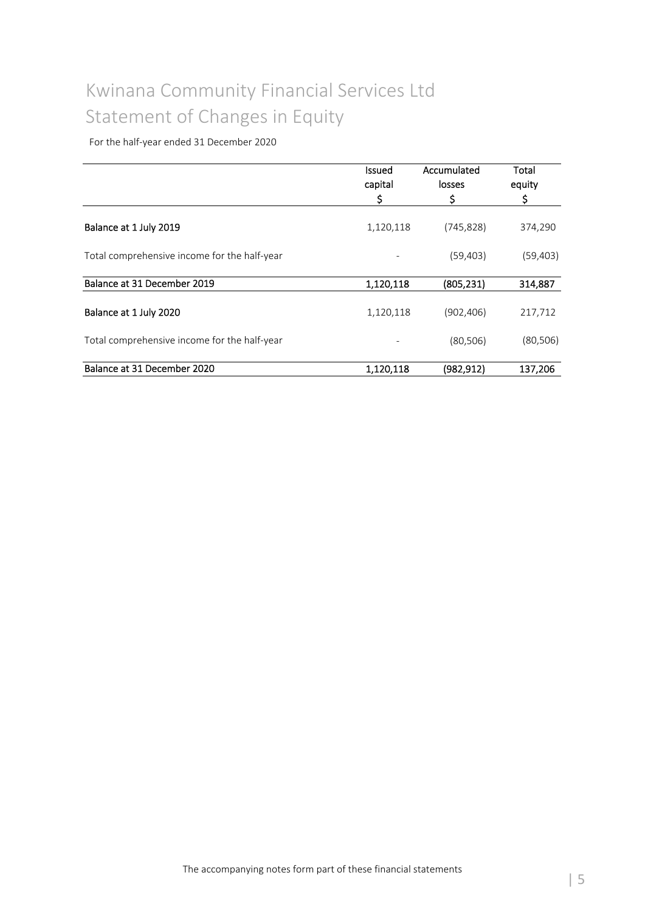# Kwinana Community Financial Services Ltd
# Statement of Changes in Equity

For the half-year ended 31 December 2020

| | Issued capital $ | Accumulated losses $ | Total equity $ |
|---|---|---|---|
| **Balance at 1 July 2019** | 1,120,118 | (745,828) | 374,290 |
| Total comprehensive income for the half-year | - | (59,403) | (59,403) |
| **Balance at 31 December 2019** | **1,120,118** | **(805,231)** | **314,887** |
| **Balance at 1 July 2020** | 1,120,118 | (902,406) | 217,712 |
| Total comprehensive income for the half-year | - | (80,506) | (80,506) |
| **Balance at 31 December 2020** | **1,120,118** | **(982,912)** | **137,206** |

The accompanying notes form part of these financial statements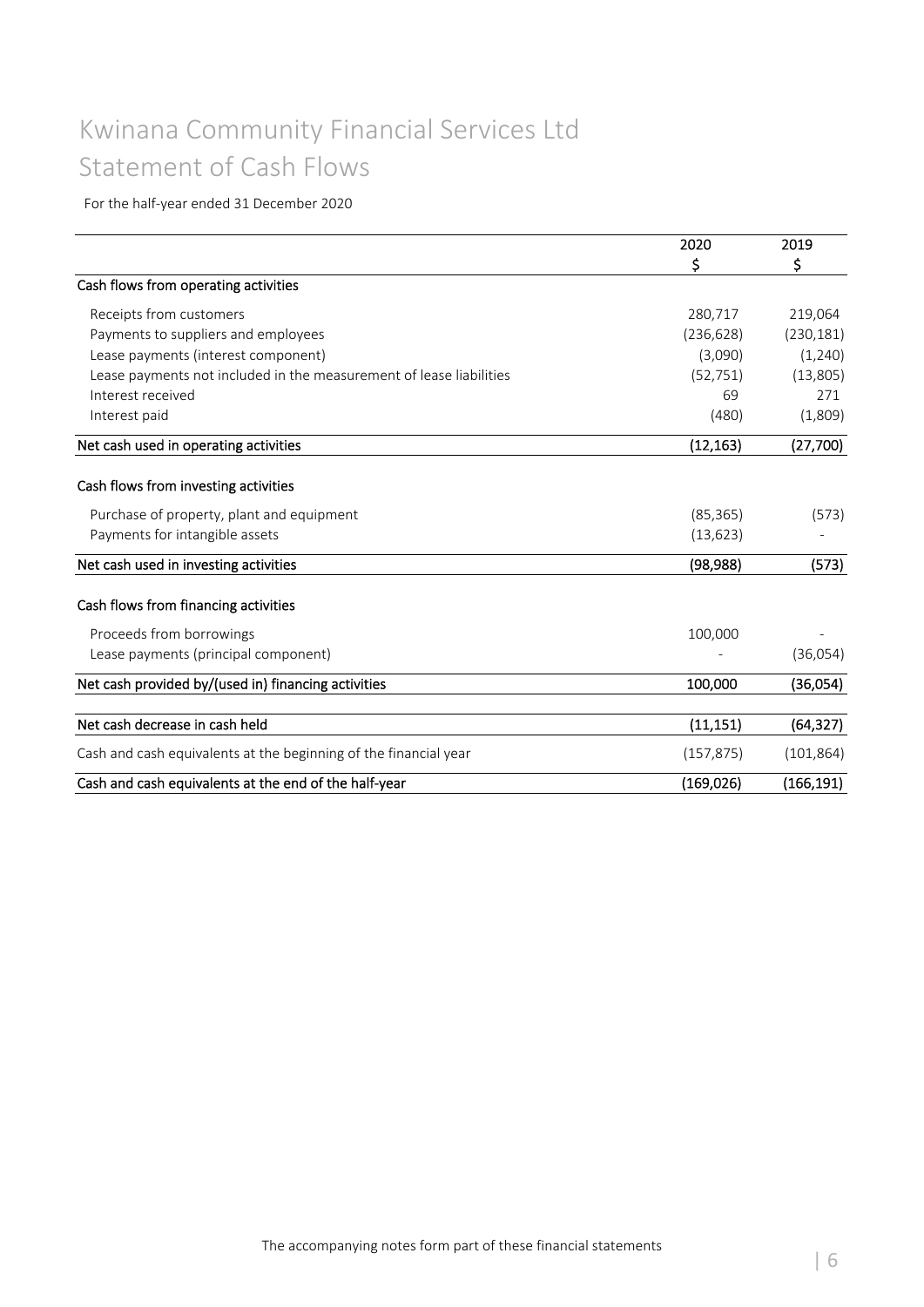# Kwinana Community Financial Services Ltd
# Statement of Cash Flows

For the half-year ended 31 December 2020

| | 2020<br>$ | 2019<br>$ |
|---|---|---|
| **Cash flows from operating activities** | | |
| Receipts from customers | 280,717 | 219,064 |
| Payments to suppliers and employees | (236,628) | (230,181) |
| Lease payments (interest component) | (3,090) | (1,240) |
| Lease payments not included in the measurement of lease liabilities | (52,751) | (13,805) |
| Interest received | 69 | 271 |
| Interest paid | (480) | (1,809) |
| **Net cash used in operating activities** | **(12,163)** | **(27,700)** |
| **Cash flows from investing activities** | | |
| Purchase of property, plant and equipment | (85,365) | (573) |
| Payments for intangible assets | (13,623) | - |
| **Net cash used in investing activities** | **(98,988)** | **(573)** |
| **Cash flows from financing activities** | | |
| Proceeds from borrowings | 100,000 | - |
| Lease payments (principal component) | - | (36,054) |
| **Net cash provided by/(used in) financing activities** | **100,000** | **(36,054)** |
| **Net cash decrease in cash held** | **(11,151)** | **(64,327)** |
| Cash and cash equivalents at the beginning of the financial year | (157,875) | (101,864) |
| **Cash and cash equivalents at the end of the half-year** | **(169,026)** | **(166,191)** |

The accompanying notes form part of these financial statements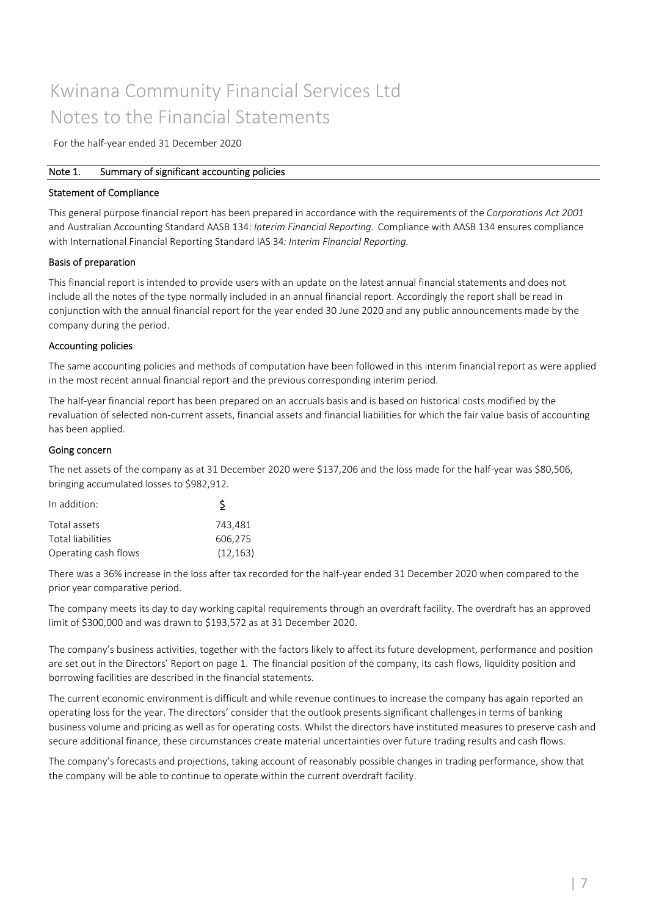# Kwinana Community Financial Services Ltd
# Notes to the Financial Statements

For the half-year ended 31 December 2020

## Note 1. Summary of significant accounting policies

### Statement of Compliance

This general purpose financial report has been prepared in accordance with the requirements of the *Corporations Act 2001* and Australian Accounting Standard AASB 134: *Interim Financial Reporting.* Compliance with AASB 134 ensures compliance with International Financial Reporting Standard IAS 34*: Interim Financial Reporting.*

### Basis of preparation

This financial report is intended to provide users with an update on the latest annual financial statements and does not include all the notes of the type normally included in an annual financial report. Accordingly the report shall be read in conjunction with the annual financial report for the year ended 30 June 2020 and any public announcements made by the company during the period.

### Accounting policies

The same accounting policies and methods of computation have been followed in this interim financial report as were applied in the most recent annual financial report and the previous corresponding interim period.

The half-year financial report has been prepared on an accruals basis and is based on historical costs modified by the revaluation of selected non-current assets, financial assets and financial liabilities for which the fair value basis of accounting has been applied.

### Going concern

The net assets of the company as at 31 December 2020 were $137,206 and the loss made for the half-year was $80,506, bringing accumulated losses to $982,912.

| In addition: | $ |
|---|---|
| Total assets | 743,481 |
| Total liabilities | 606,275 |
| Operating cash flows | (12,163) |

There was a 36% increase in the loss after tax recorded for the half-year ended 31 December 2020 when compared to the prior year comparative period.

The company meets its day to day working capital requirements through an overdraft facility. The overdraft has an approved limit of $300,000 and was drawn to $193,572 as at 31 December 2020.

The company's business activities, together with the factors likely to affect its future development, performance and position are set out in the Directors' Report on page 1. The financial position of the company, its cash flows, liquidity position and borrowing facilities are described in the financial statements.

The current economic environment is difficult and while revenue continues to increase the company has again reported an operating loss for the year. The directors' consider that the outlook presents significant challenges in terms of banking business volume and pricing as well as for operating costs. Whilst the directors have instituted measures to preserve cash and secure additional finance, these circumstances create material uncertainties over future trading results and cash flows.

The company's forecasts and projections, taking account of reasonably possible changes in trading performance, show that the company will be able to continue to operate within the current overdraft facility.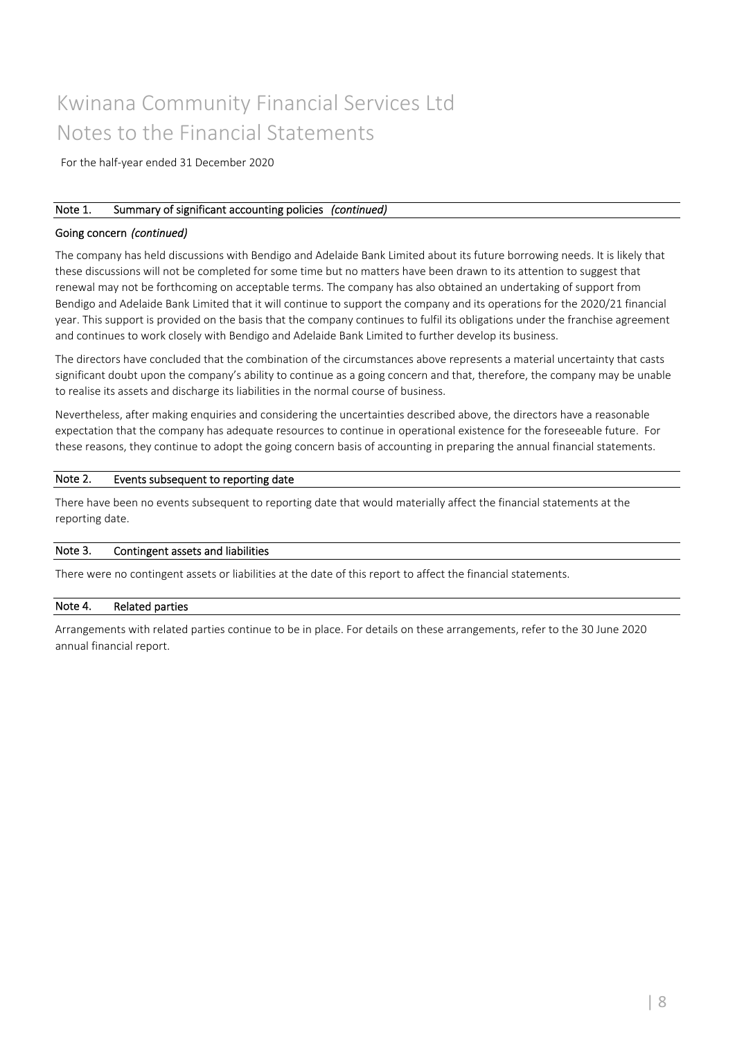# Kwinana Community Financial Services Ltd
# Notes to the Financial Statements

For the half-year ended 31 December 2020

## Note 1. Summary of significant accounting policies *(continued)*

### Going concern *(continued)*

The company has held discussions with Bendigo and Adelaide Bank Limited about its future borrowing needs. It is likely that these discussions will not be completed for some time but no matters have been drawn to its attention to suggest that renewal may not be forthcoming on acceptable terms. The company has also obtained an undertaking of support from Bendigo and Adelaide Bank Limited that it will continue to support the company and its operations for the 2020/21 financial year. This support is provided on the basis that the company continues to fulfil its obligations under the franchise agreement and continues to work closely with Bendigo and Adelaide Bank Limited to further develop its business.

The directors have concluded that the combination of the circumstances above represents a material uncertainty that casts significant doubt upon the company's ability to continue as a going concern and that, therefore, the company may be unable to realise its assets and discharge its liabilities in the normal course of business.

Nevertheless, after making enquiries and considering the uncertainties described above, the directors have a reasonable expectation that the company has adequate resources to continue in operational existence for the foreseeable future. For these reasons, they continue to adopt the going concern basis of accounting in preparing the annual financial statements.

## Note 2. Events subsequent to reporting date

There have been no events subsequent to reporting date that would materially affect the financial statements at the reporting date.

## Note 3. Contingent assets and liabilities

There were no contingent assets or liabilities at the date of this report to affect the financial statements.

## Note 4. Related parties

Arrangements with related parties continue to be in place. For details on these arrangements, refer to the 30 June 2020 annual financial report.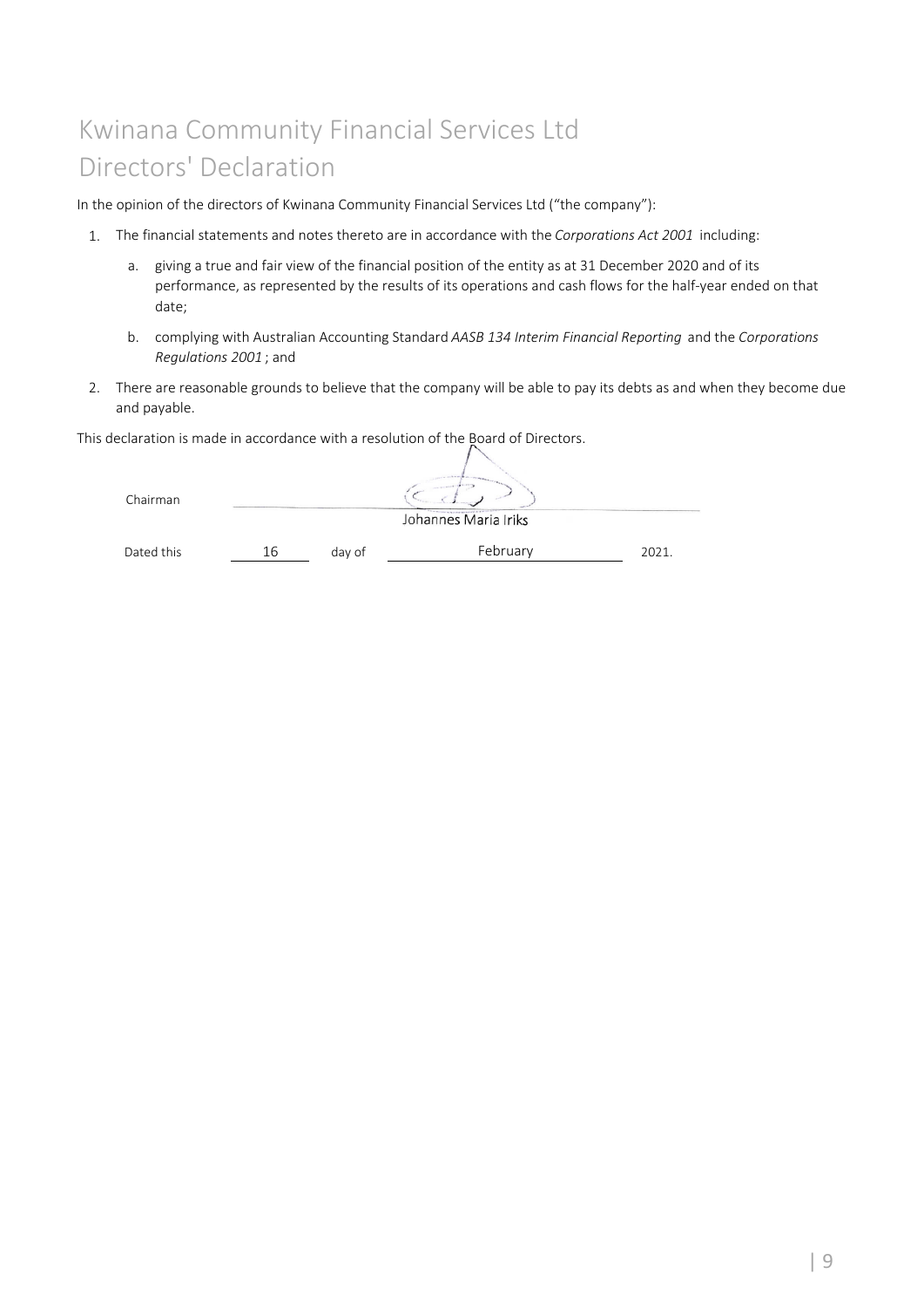# Kwinana Community Financial Services Ltd
# Directors' Declaration

In the opinion of the directors of Kwinana Community Financial Services Ltd ("the company"):

1. The financial statements and notes thereto are in accordance with the *Corporations Act 2001* including:

   a. giving a true and fair view of the financial position of the entity as at 31 December 2020 and of its performance, as represented by the results of its operations and cash flows for the half-year ended on that date;

   b. complying with Australian Accounting Standard *AASB 134 Interim Financial Reporting* and the *Corporations Regulations 2001* ; and

2. There are reasonable grounds to believe that the company will be able to pay its debts as and when they become due and payable.

This declaration is made in accordance with a resolution of the Board of Directors.

Chairman ______________________
Johannes Maria Iriks

Dated this 16 day of February 2021.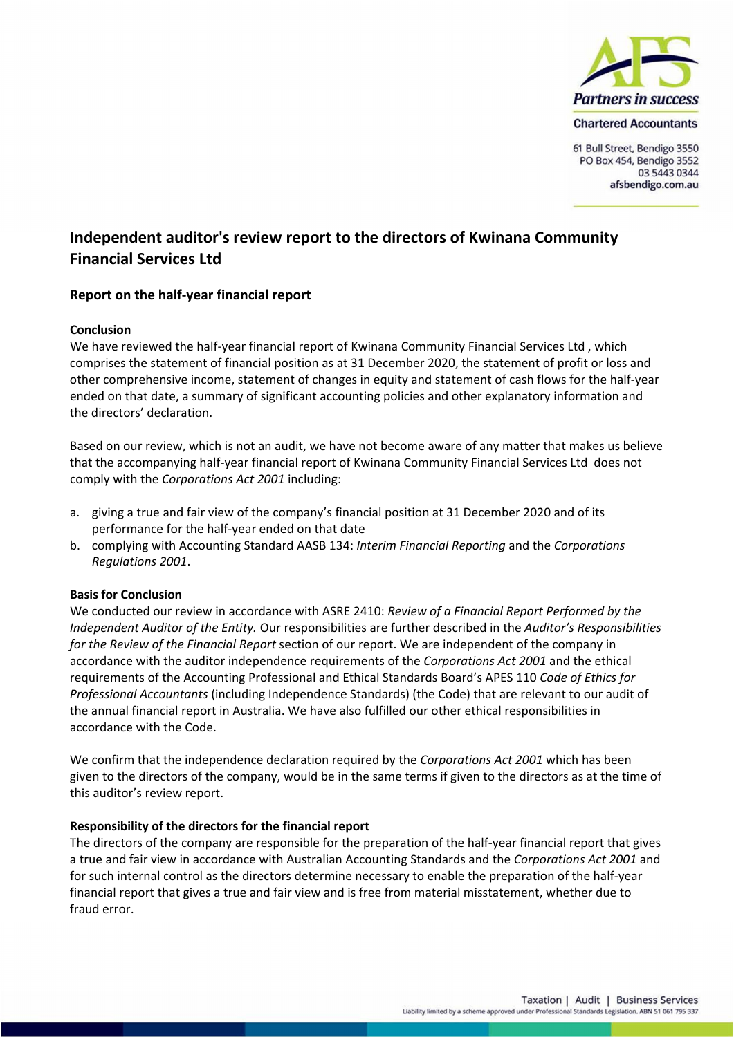Partners in success

Chartered Accountants

61 Bull Street, Bendigo 3550
PO Box 454, Bendigo 3552
03 5443 0344
afsbendigo.com.au

# Independent auditor's review report to the directors of Kwinana Community Financial Services Ltd

## Report on the half-year financial report

### Conclusion

We have reviewed the half-year financial report of Kwinana Community Financial Services Ltd , which comprises the statement of financial position as at 31 December 2020, the statement of profit or loss and other comprehensive income, statement of changes in equity and statement of cash flows for the half-year ended on that date, a summary of significant accounting policies and other explanatory information and the directors' declaration.

Based on our review, which is not an audit, we have not become aware of any matter that makes us believe that the accompanying half-year financial report of Kwinana Community Financial Services Ltd does not comply with the *Corporations Act 2001* including:

a. giving a true and fair view of the company's financial position at 31 December 2020 and of its performance for the half-year ended on that date
b. complying with Accounting Standard AASB 134: *Interim Financial Reporting* and the *Corporations Regulations 2001*.

### Basis for Conclusion

We conducted our review in accordance with ASRE 2410: *Review of a Financial Report Performed by the Independent Auditor of the Entity.* Our responsibilities are further described in the *Auditor's Responsibilities for the Review of the Financial Report* section of our report. We are independent of the company in accordance with the auditor independence requirements of the *Corporations Act 2001* and the ethical requirements of the Accounting Professional and Ethical Standards Board's APES 110 *Code of Ethics for Professional Accountants* (including Independence Standards) (the Code) that are relevant to our audit of the annual financial report in Australia. We have also fulfilled our other ethical responsibilities in accordance with the Code.

We confirm that the independence declaration required by the *Corporations Act 2001* which has been given to the directors of the company, would be in the same terms if given to the directors as at the time of this auditor's review report.

### Responsibility of the directors for the financial report

The directors of the company are responsible for the preparation of the half-year financial report that gives a true and fair view in accordance with Australian Accounting Standards and the *Corporations Act 2001* and for such internal control as the directors determine necessary to enable the preparation of the half-year financial report that gives a true and fair view and is free from material misstatement, whether due to fraud error.

Taxation | Audit | Business Services
Liability limited by a scheme approved under Professional Standards Legislation. ABN 51 061 795 337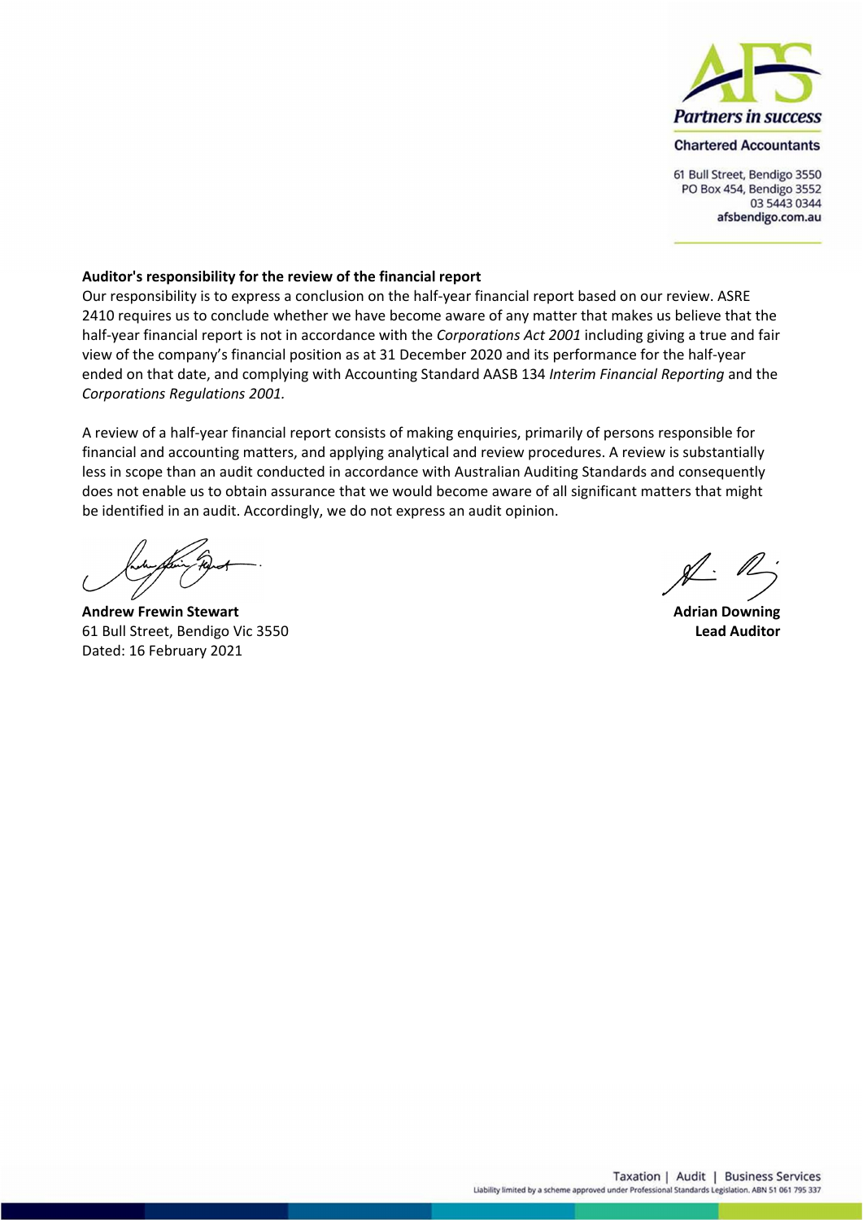**Auditor's responsibility for the review of the financial report**

Our responsibility is to express a conclusion on the half-year financial report based on our review. ASRE 2410 requires us to conclude whether we have become aware of any matter that makes us believe that the half-year financial report is not in accordance with the *Corporations Act 2001* including giving a true and fair view of the company's financial position as at 31 December 2020 and its performance for the half-year ended on that date, and complying with Accounting Standard AASB 134 *Interim Financial Reporting* and the *Corporations Regulations 2001.*

A review of a half-year financial report consists of making enquiries, primarily of persons responsible for financial and accounting matters, and applying analytical and review procedures. A review is substantially less in scope than an audit conducted in accordance with Australian Auditing Standards and consequently does not enable us to obtain assurance that we would become aware of all significant matters that might be identified in an audit. Accordingly, we do not express an audit opinion.

**Andrew Frewin Stewart**
61 Bull Street, Bendigo Vic 3550
Dated: 16 February 2021

**Adrian Downing**
**Lead Auditor**